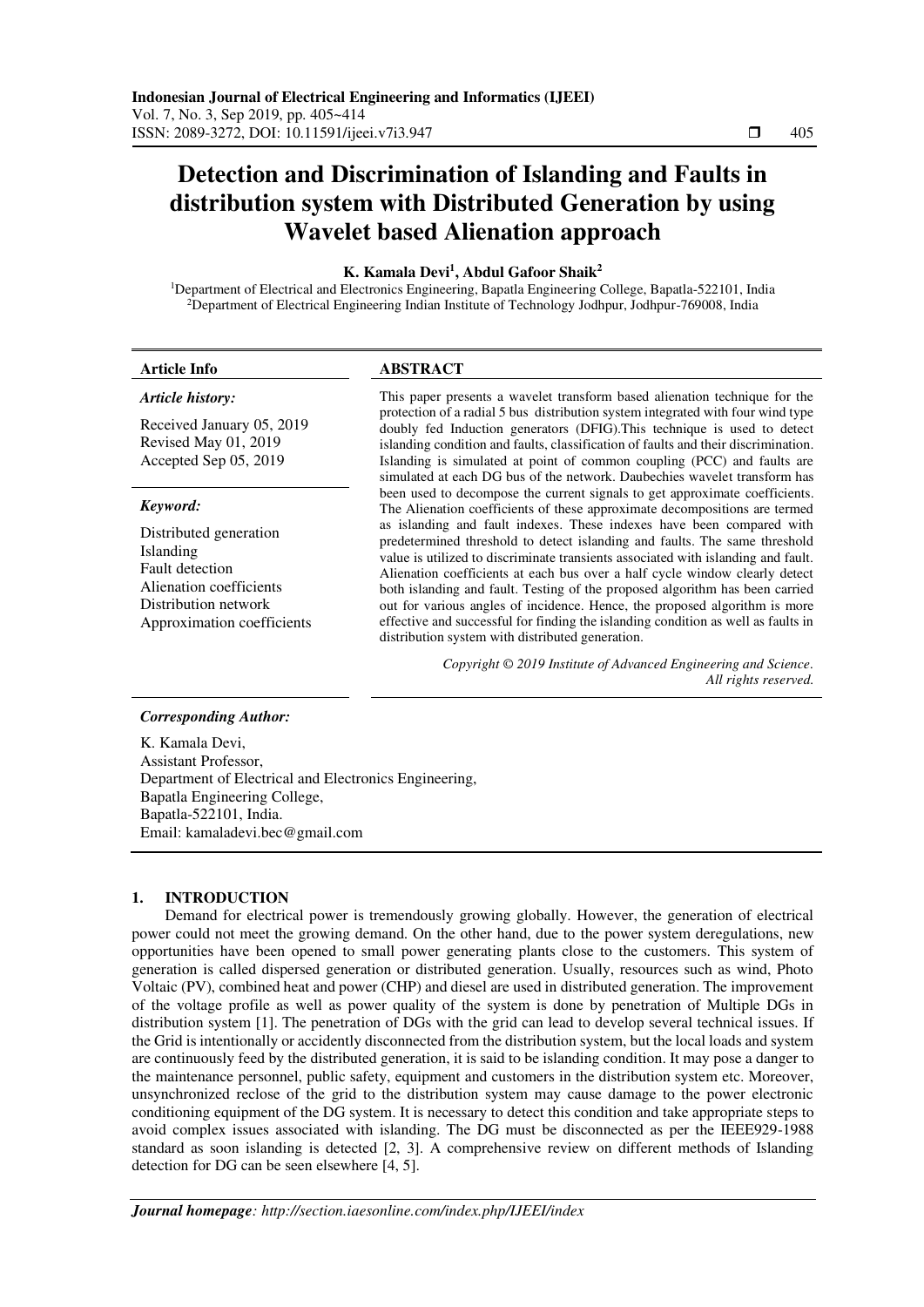# Detection and Discrimination of Islanding and Faults in distribution system with Distributed Generation by using Wavelet based Alienation approach

**K. Kamala Devi[1], Abdul Gafoor Shaik[2]**

[1]Department of Electrical and Electronics Engineering, Bapatla Engineering College, Bapatla-522101, India
[2]Department of Electrical Engineering Indian Institute of Technology Jodhpur, Jodhpur-769008, India

**Article Info**

***Article history:***

Received January 05, 2019
Revised May 01, 2019
Accepted Sep 05, 2019

***Keyword:***

Distributed generation
Islanding
Fault detection
Alienation coefficients
Distribution network
Approximation coefficients

**ABSTRACT**

This paper presents a wavelet transform based alienation technique for the protection of a radial 5 bus distribution system integrated with four wind type doubly fed Induction generators (DFIG).This technique is used to detect islanding condition and faults, classification of faults and their discrimination. Islanding is simulated at point of common coupling (PCC) and faults are simulated at each DG bus of the network. Daubechies wavelet transform has been used to decompose the current signals to get approximate coefficients. The Alienation coefficients of these approximate decompositions are termed as islanding and fault indexes. These indexes have been compared with predetermined threshold to detect islanding and faults. The same threshold value is utilized to discriminate transients associated with islanding and fault. Alienation coefficients at each bus over a half cycle window clearly detect both islanding and fault. Testing of the proposed algorithm has been carried out for various angles of incidence. Hence, the proposed algorithm is more effective and successful for finding the islanding condition as well as faults in distribution system with distributed generation.

*Copyright © 2019 Institute of Advanced Engineering and Science. All rights reserved.*

***Corresponding Author:***

K. Kamala Devi,
Assistant Professor,
Department of Electrical and Electronics Engineering,
Bapatla Engineering College,
Bapatla-522101, India.
Email: kamaladevi.bec@gmail.com

## 1. INTRODUCTION

Demand for electrical power is tremendously growing globally. However, the generation of electrical power could not meet the growing demand. On the other hand, due to the power system deregulations, new opportunities have been opened to small power generating plants close to the customers. This system of generation is called dispersed generation or distributed generation. Usually, resources such as wind, Photo Voltaic (PV), combined heat and power (CHP) and diesel are used in distributed generation. The improvement of the voltage profile as well as power quality of the system is done by penetration of Multiple DGs in distribution system [1]. The penetration of DGs with the grid can lead to develop several technical issues. If the Grid is intentionally or accidently disconnected from the distribution system, but the local loads and system are continuously feed by the distributed generation, it is said to be islanding condition. It may pose a danger to the maintenance personnel, public safety, equipment and customers in the distribution system etc. Moreover, unsynchronized reclose of the grid to the distribution system may cause damage to the power electronic conditioning equipment of the DG system. It is necessary to detect this condition and take appropriate steps to avoid complex issues associated with islanding. The DG must be disconnected as per the IEEE929-1988 standard as soon islanding is detected [2, 3]. A comprehensive review on different methods of Islanding detection for DG can be seen elsewhere [4, 5].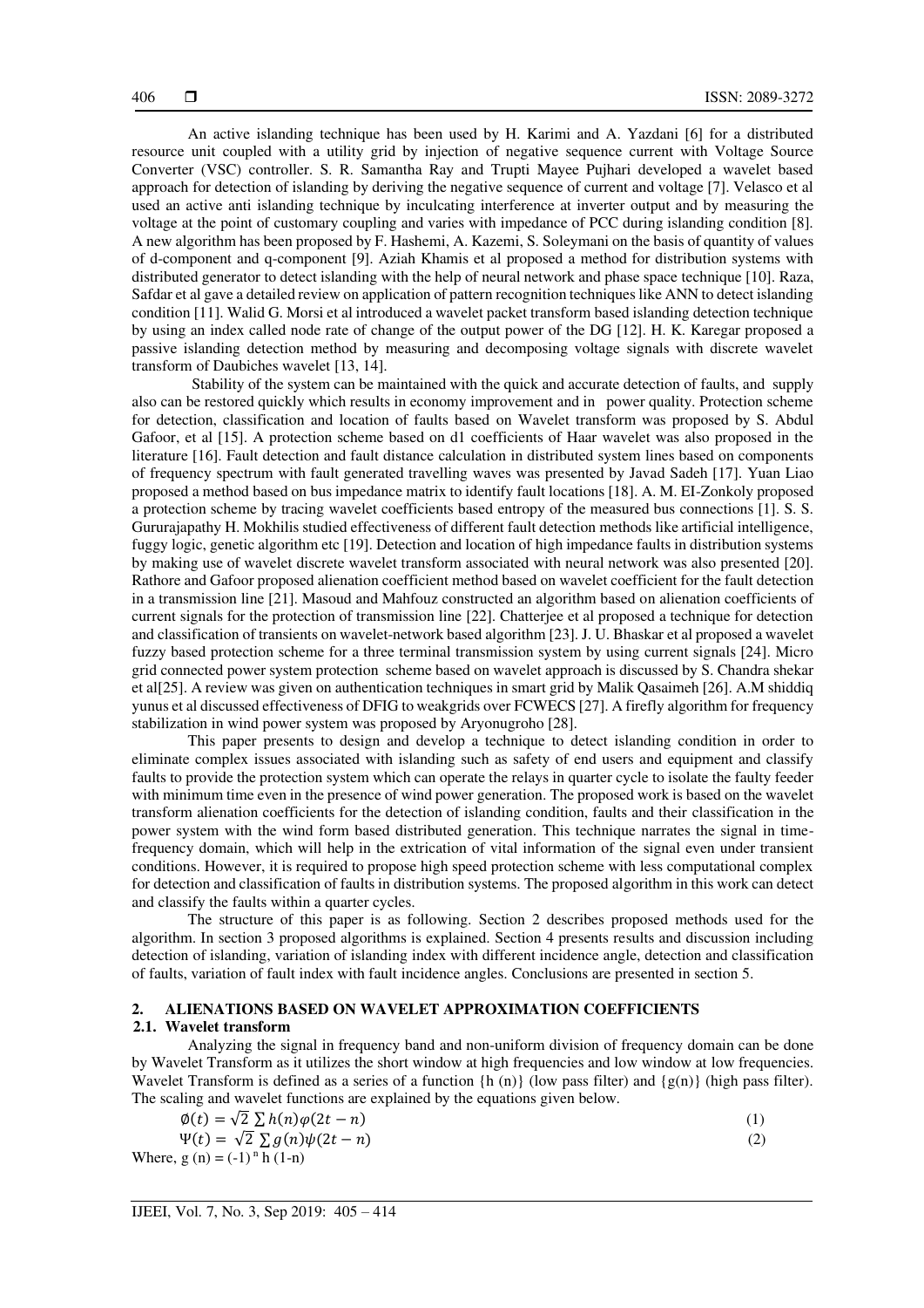An active islanding technique has been used by H. Karimi and A. Yazdani [6] for a distributed resource unit coupled with a utility grid by injection of negative sequence current with Voltage Source Converter (VSC) controller. S. R. Samantha Ray and Trupti Mayee Pujhari developed a wavelet based approach for detection of islanding by deriving the negative sequence of current and voltage [7]. Velasco et al used an active anti islanding technique by inculcating interference at inverter output and by measuring the voltage at the point of customary coupling and varies with impedance of PCC during islanding condition [8]. A new algorithm has been proposed by F. Hashemi, A. Kazemi, S. Soleymani on the basis of quantity of values of d-component and q-component [9]. Aziah Khamis et al proposed a method for distribution systems with distributed generator to detect islanding with the help of neural network and phase space technique [10]. Raza, Safdar et al gave a detailed review on application of pattern recognition techniques like ANN to detect islanding condition [11]. Walid G. Morsi et al introduced a wavelet packet transform based islanding detection technique by using an index called node rate of change of the output power of the DG [12]. H. K. Karegar proposed a passive islanding detection method by measuring and decomposing voltage signals with discrete wavelet transform of Daubiches wavelet [13, 14].

Stability of the system can be maintained with the quick and accurate detection of faults, and supply also can be restored quickly which results in economy improvement and in power quality. Protection scheme for detection, classification and location of faults based on Wavelet transform was proposed by S. Abdul Gafoor, et al [15]. A protection scheme based on d1 coefficients of Haar wavelet was also proposed in the literature [16]. Fault detection and fault distance calculation in distributed system lines based on components of frequency spectrum with fault generated travelling waves was presented by Javad Sadeh [17]. Yuan Liao proposed a method based on bus impedance matrix to identify fault locations [18]. A. M. EI-Zonkoly proposed a protection scheme by tracing wavelet coefficients based entropy of the measured bus connections [1]. S. S. Gururajapathy H. Mokhilis studied effectiveness of different fault detection methods like artificial intelligence, fuggy logic, genetic algorithm etc [19]. Detection and location of high impedance faults in distribution systems by making use of wavelet discrete wavelet transform associated with neural network was also presented [20]. Rathore and Gafoor proposed alienation coefficient method based on wavelet coefficient for the fault detection in a transmission line [21]. Masoud and Mahfouz constructed an algorithm based on alienation coefficients of current signals for the protection of transmission line [22]. Chatterjee et al proposed a technique for detection and classification of transients on wavelet-network based algorithm [23]. J. U. Bhaskar et al proposed a wavelet fuzzy based protection scheme for a three terminal transmission system by using current signals [24]. Micro grid connected power system protection scheme based on wavelet approach is discussed by S. Chandra shekar et al[25]. A review was given on authentication techniques in smart grid by Malik Qasaimeh [26]. A.M shiddiq yunus et al discussed effectiveness of DFIG to weakgrids over FCWECS [27]. A firefly algorithm for frequency stabilization in wind power system was proposed by Aryonugroho [28].

This paper presents to design and develop a technique to detect islanding condition in order to eliminate complex issues associated with islanding such as safety of end users and equipment and classify faults to provide the protection system which can operate the relays in quarter cycle to isolate the faulty feeder with minimum time even in the presence of wind power generation. The proposed work is based on the wavelet transform alienation coefficients for the detection of islanding condition, faults and their classification in the power system with the wind form based distributed generation. This technique narrates the signal in time-frequency domain, which will help in the extrication of vital information of the signal even under transient conditions. However, it is required to propose high speed protection scheme with less computational complex for detection and classification of faults in distribution systems. The proposed algorithm in this work can detect and classify the faults within a quarter cycles.

The structure of this paper is as following. Section 2 describes proposed methods used for the algorithm. In section 3 proposed algorithms is explained. Section 4 presents results and discussion including detection of islanding, variation of islanding index with different incidence angle, detection and classification of faults, variation of fault index with fault incidence angles. Conclusions are presented in section 5.

## 2. ALIENATIONS BASED ON WAVELET APPROXIMATION COEFFICIENTS

### 2.1. Wavelet transform

Analyzing the signal in frequency band and non-uniform division of frequency domain can be done by Wavelet Transform as it utilizes the short window at high frequencies and low window at low frequencies. Wavelet Transform is defined as a series of a function {h (n)} (low pass filter) and {g(n)} (high pass filter). The scaling and wavelet functions are explained by the equations given below.

$$\emptyset(t) = \sqrt{2}\sum h(n)\varphi(2t - n) \tag{1}$$

$$\Psi(t) = \sqrt{2}\sum g(n)\psi(2t - n) \tag{2}$$

Where, $g(n) = (-1)^n h(1-n)$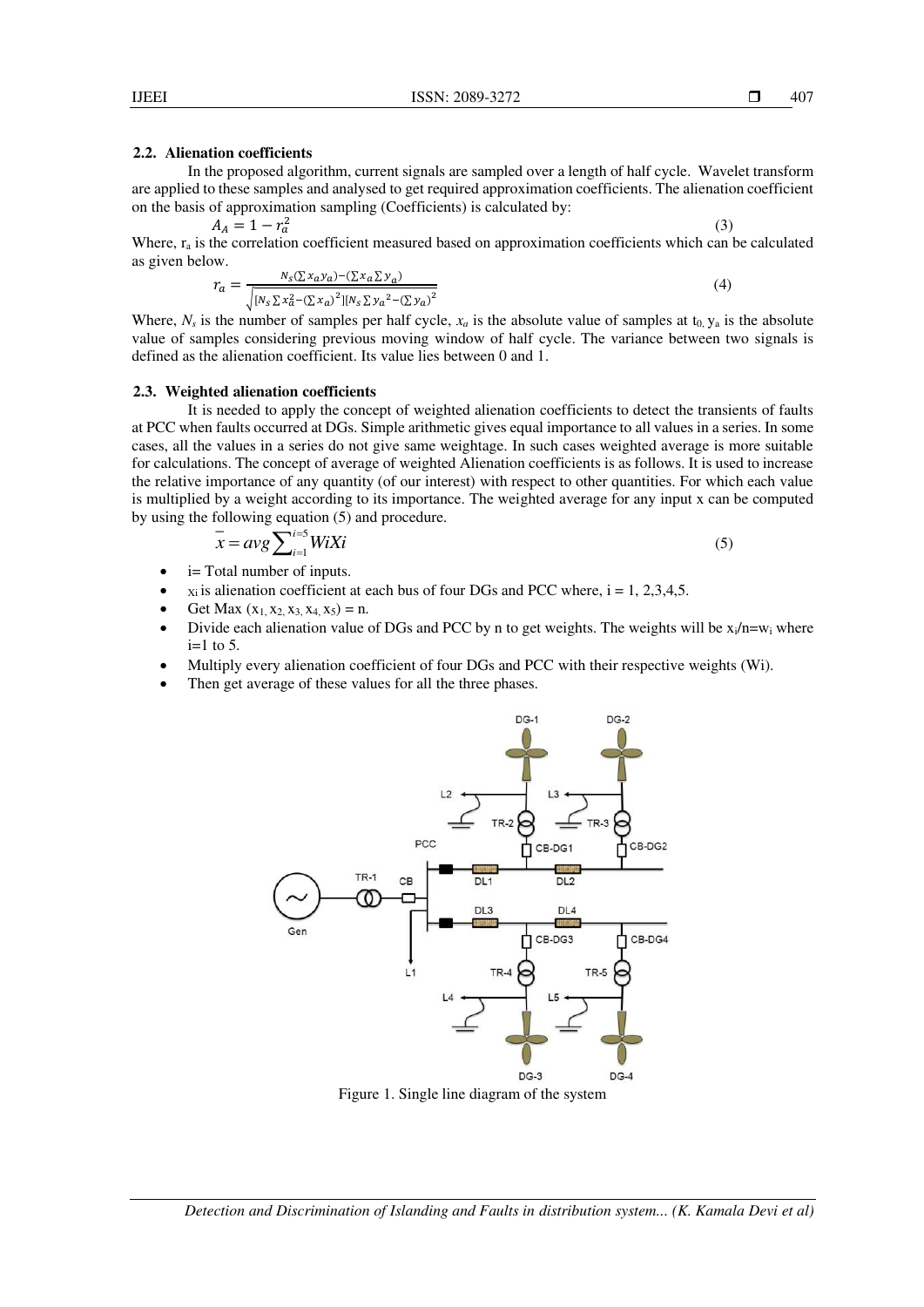### 2.2. Alienation coefficients

In the proposed algorithm, current signals are sampled over a length of half cycle. Wavelet transform are applied to these samples and analysed to get required approximation coefficients. The alienation coefficient on the basis of approximation sampling (Coefficients) is calculated by:

$$A_A = 1 - r_a^2 \tag{3}$$

Where, $r_a$ is the correlation coefficient measured based on approximation coefficients which can be calculated as given below.

$$r_a = \frac{N_s(\sum x_a y_a) - (\sum x_a \sum y_a)}{\sqrt{[N_s \sum x_a^2 - (\sum x_a)^2][N_s \sum y_a{}^2 - (\sum y_a)^2}} \tag{4}$$

Where, $N_s$ is the number of samples per half cycle, $x_a$ is the absolute value of samples at $t_0$, $y_a$ is the absolute value of samples considering previous moving window of half cycle. The variance between two signals is defined as the alienation coefficient. Its value lies between 0 and 1.

### 2.3. Weighted alienation coefficients

It is needed to apply the concept of weighted alienation coefficients to detect the transients of faults at PCC when faults occurred at DGs. Simple arithmetic gives equal importance to all values in a series. In some cases, all the values in a series do not give same weightage. In such cases weighted average is more suitable for calculations. The concept of average of weighted Alienation coefficients is as follows. It is used to increase the relative importance of any quantity (of our interest) with respect to other quantities. For which each value is multiplied by a weight according to its importance. The weighted average for any input x can be computed by using the following equation (5) and procedure.

$$\bar{x} = avg \sum_{i=1}^{i=5} WiXi \tag{5}$$

- i= Total number of inputs.
- $x_i$ is alienation coefficient at each bus of four DGs and PCC where, i = 1, 2,3,4,5.
- Get Max ($x_1, x_2, x_3, x_4, x_5$) = n.
- Divide each alienation value of DGs and PCC by n to get weights. The weights will be $x_i/n=w_i$ where i=1 to 5.
- Multiply every alienation coefficient of four DGs and PCC with their respective weights (Wi).
- Then get average of these values for all the three phases.

Figure 1. Single line diagram of the system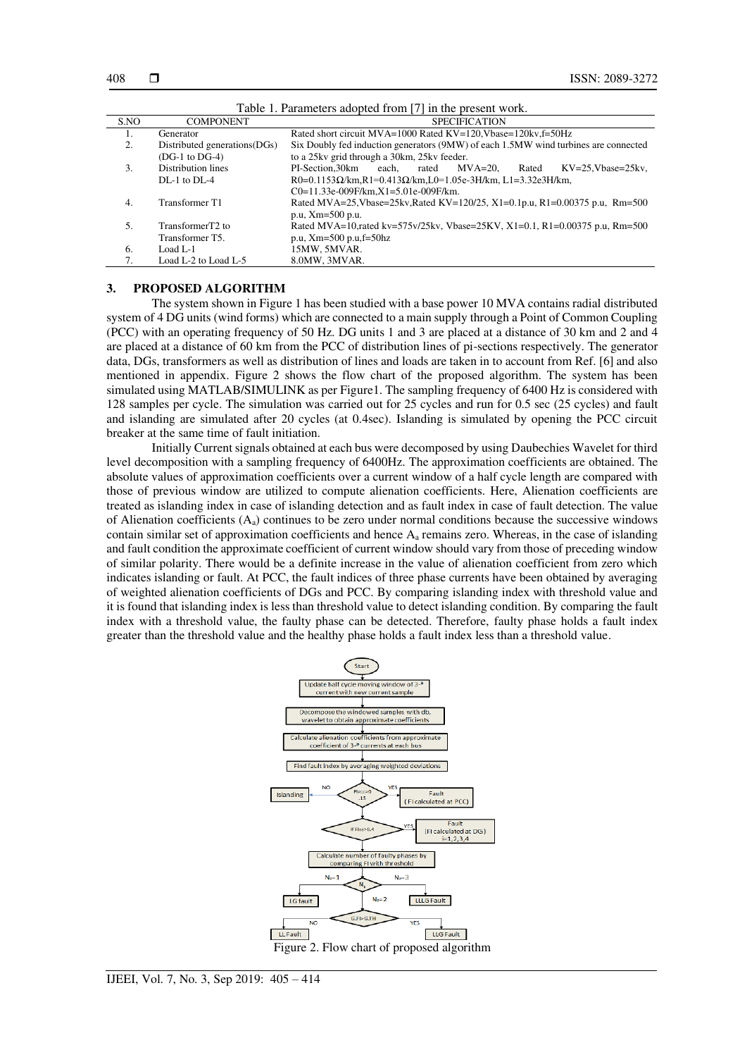Table 1. Parameters adopted from [7] in the present work.

| S.NO | COMPONENT | SPECIFICATION |
|---|---|---|
| 1. | Generator | Rated short circuit MVA=1000 Rated KV=120,Vbase=120kv,f=50Hz |
| 2. | Distributed generations(DGs) (DG-1 to DG-4) | Six Doubly fed induction generators (9MW) of each 1.5MW wind turbines are connected to a 25kv grid through a 30km, 25kv feeder. |
| 3. | Distribution lines DL-1 to DL-4 | PI-Section,30km each, rated MVA=20, Rated KV=25,Vbase=25kv, R0=0.1153Ω/km,R1=0.413Ω/km,L0=1.05e-3H/km, L1=3.32e3H/km, C0=11.33e-009F/km,X1=5.01e-009F/km. |
| 4. | Transformer T1 | Rated MVA=25,Vbase=25kv,Rated KV=120/25, X1=0.1p.u, R1=0.00375 p.u, Rm=500 p.u, Xm=500 p.u. |
| 5. | TransformerT2 to Transformer T5. | Rated MVA=10,rated kv=575v/25kv, Vbase=25KV, X1=0.1, R1=0.00375 p.u, Rm=500 p.u, Xm=500 p.u,f=50hz |
| 6. | Load L-1 | 15MW, 5MVAR. |
| 7. | Load L-2 to Load L-5 | 8.0MW, 3MVAR. |

## 3. PROPOSED ALGORITHM

The system shown in Figure 1 has been studied with a base power 10 MVA contains radial distributed system of 4 DG units (wind forms) which are connected to a main supply through a Point of Common Coupling (PCC) with an operating frequency of 50 Hz. DG units 1 and 3 are placed at a distance of 30 km and 2 and 4 are placed at a distance of 60 km from the PCC of distribution lines of pi-sections respectively. The generator data, DGs, transformers as well as distribution of lines and loads are taken in to account from Ref. [6] and also mentioned in appendix. Figure 2 shows the flow chart of the proposed algorithm. The system has been simulated using MATLAB/SIMULINK as per Figure1. The sampling frequency of 6400 Hz is considered with 128 samples per cycle. The simulation was carried out for 25 cycles and run for 0.5 sec (25 cycles) and fault and islanding are simulated after 20 cycles (at 0.4sec). Islanding is simulated by opening the PCC circuit breaker at the same time of fault initiation.

Initially Current signals obtained at each bus were decomposed by using Daubechies Wavelet for third level decomposition with a sampling frequency of 6400Hz. The approximation coefficients are obtained. The absolute values of approximation coefficients over a current window of a half cycle length are compared with those of previous window are utilized to compute alienation coefficients. Here, Alienation coefficients are treated as islanding index in case of islanding detection and as fault index in case of fault detection. The value of Alienation coefficients ($A_a$) continues to be zero under normal conditions because the successive windows contain similar set of approximation coefficients and hence $A_a$ remains zero. Whereas, in the case of islanding and fault condition the approximate coefficient of current window should vary from those of preceding window of similar polarity. There would be a definite increase in the value of alienation coefficient from zero which indicates islanding or fault. At PCC, the fault indices of three phase currents have been obtained by averaging of weighted alienation coefficients of DGs and PCC. By comparing islanding index with threshold value and it is found that islanding index is less than threshold value to detect islanding condition. By comparing the fault index with a threshold value, the faulty phase can be detected. Therefore, faulty phase holds a fault index greater than the threshold value and the healthy phase holds a fault index less than a threshold value.

Figure 2. Flow chart of proposed algorithm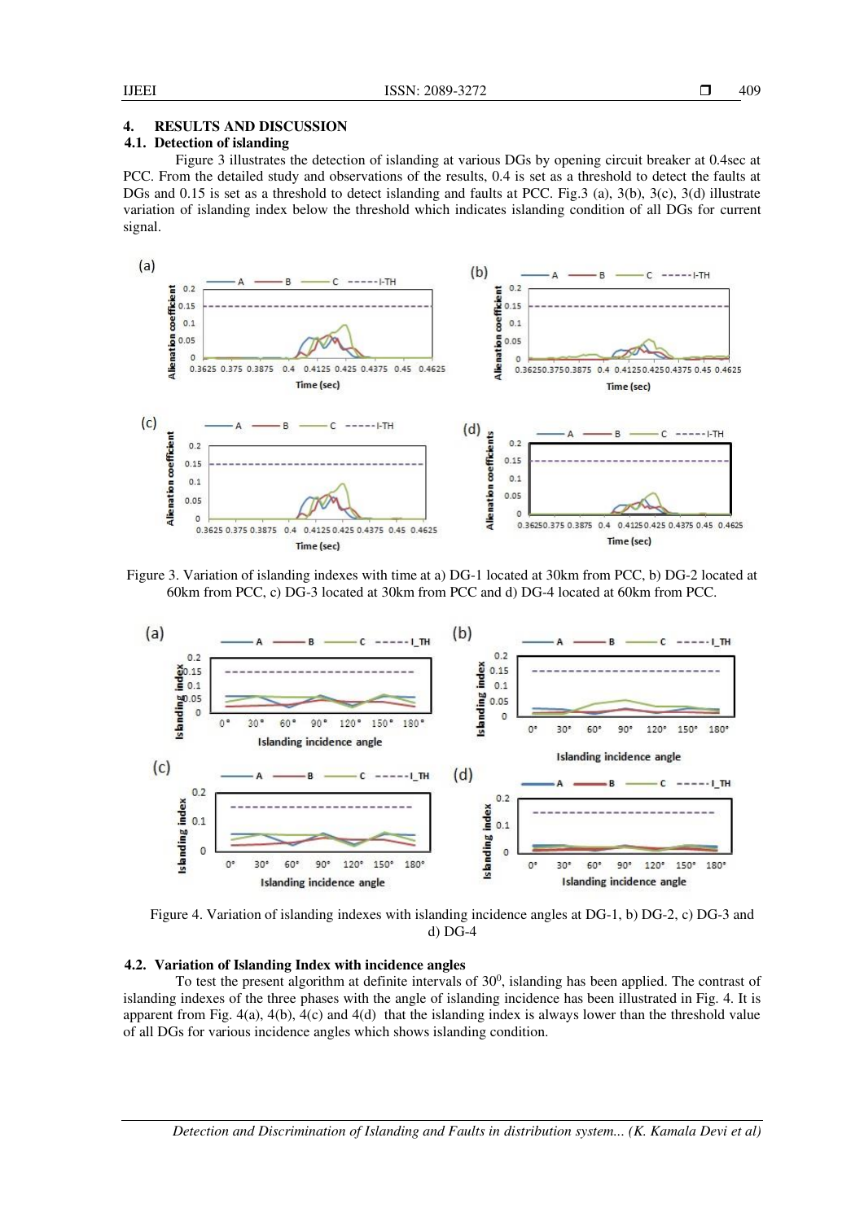## 4. RESULTS AND DISCUSSION

### 4.1. Detection of islanding

Figure 3 illustrates the detection of islanding at various DGs by opening circuit breaker at 0.4sec at PCC. From the detailed study and observations of the results, 0.4 is set as a threshold to detect the faults at DGs and 0.15 is set as a threshold to detect islanding and faults at PCC. Fig.3 (a), 3(b), 3(c), 3(d) illustrate variation of islanding index below the threshold which indicates islanding condition of all DGs for current signal.

Figure 3. Variation of islanding indexes with time at a) DG-1 located at 30km from PCC, b) DG-2 located at 60km from PCC, c) DG-3 located at 30km from PCC and d) DG-4 located at 60km from PCC.

Figure 4. Variation of islanding indexes with islanding incidence angles at DG-1, b) DG-2, c) DG-3 and d) DG-4

### 4.2. Variation of Islanding Index with incidence angles

To test the present algorithm at definite intervals of $30^0$, islanding has been applied. The contrast of islanding indexes of the three phases with the angle of islanding incidence has been illustrated in Fig. 4. It is apparent from Fig. 4(a), 4(b), 4(c) and 4(d) that the islanding index is always lower than the threshold value of all DGs for various incidence angles which shows islanding condition.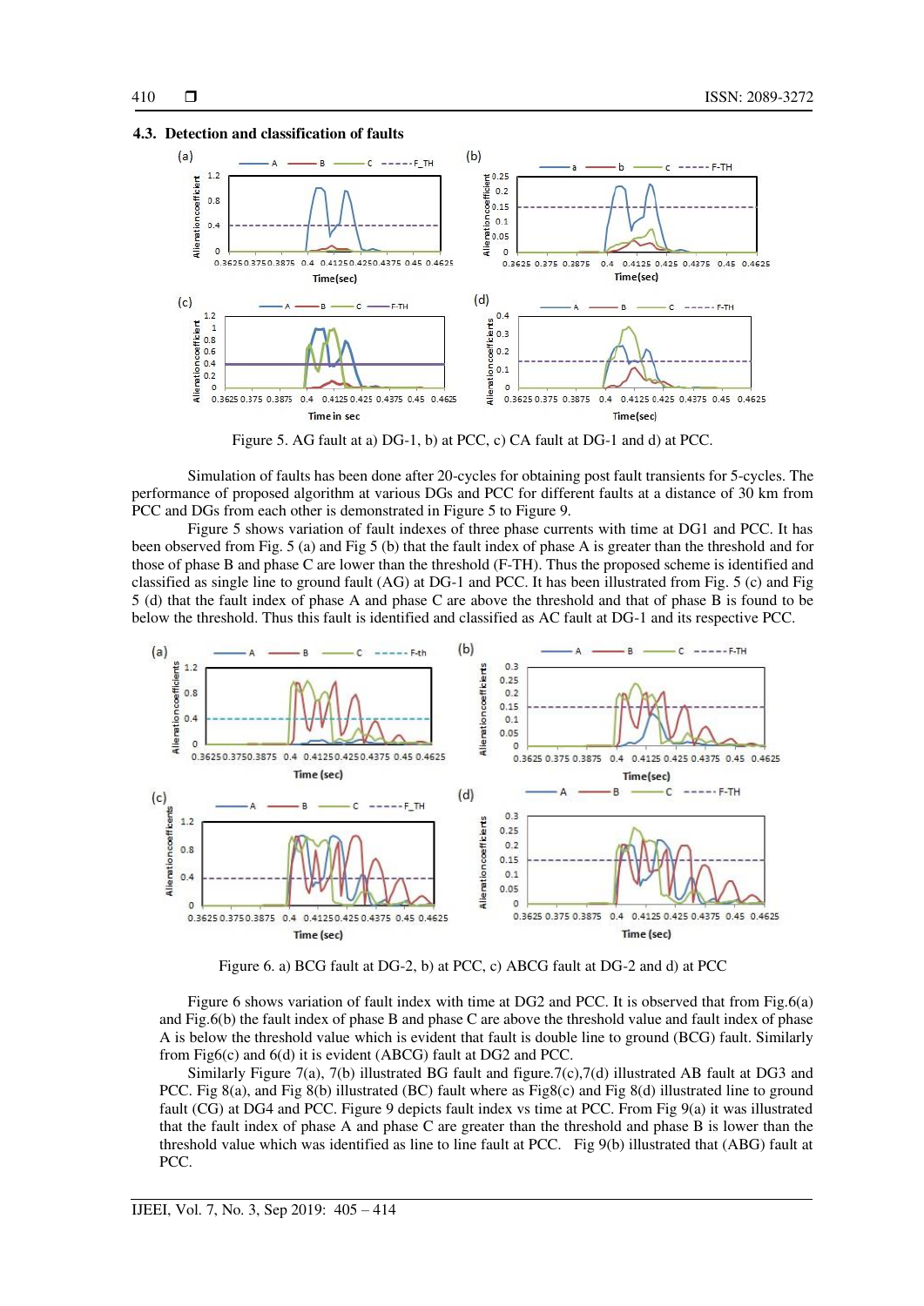### 4.3. Detection and classification of faults

Figure 5. AG fault at a) DG-1, b) at PCC, c) CA fault at DG-1 and d) at PCC.

Simulation of faults has been done after 20-cycles for obtaining post fault transients for 5-cycles. The performance of proposed algorithm at various DGs and PCC for different faults at a distance of 30 km from PCC and DGs from each other is demonstrated in Figure 5 to Figure 9.

Figure 5 shows variation of fault indexes of three phase currents with time at DG1 and PCC. It has been observed from Fig. 5 (a) and Fig 5 (b) that the fault index of phase A is greater than the threshold and for those of phase B and phase C are lower than the threshold (F-TH). Thus the proposed scheme is identified and classified as single line to ground fault (AG) at DG-1 and PCC. It has been illustrated from Fig. 5 (c) and Fig 5 (d) that the fault index of phase A and phase C are above the threshold and that of phase B is found to be below the threshold. Thus this fault is identified and classified as AC fault at DG-1 and its respective PCC.

Figure 6. a) BCG fault at DG-2, b) at PCC, c) ABCG fault at DG-2 and d) at PCC

Figure 6 shows variation of fault index with time at DG2 and PCC. It is observed that from Fig.6(a) and Fig.6(b) the fault index of phase B and phase C are above the threshold value and fault index of phase A is below the threshold value which is evident that fault is double line to ground (BCG) fault. Similarly from Fig6(c) and 6(d) it is evident (ABCG) fault at DG2 and PCC.

Similarly Figure 7(a), 7(b) illustrated BG fault and figure.7(c),7(d) illustrated AB fault at DG3 and PCC. Fig 8(a), and Fig 8(b) illustrated (BC) fault where as Fig8(c) and Fig 8(d) illustrated line to ground fault (CG) at DG4 and PCC. Figure 9 depicts fault index vs time at PCC. From Fig 9(a) it was illustrated that the fault index of phase A and phase C are greater than the threshold and phase B is lower than the threshold value which was identified as line to line fault at PCC. Fig 9(b) illustrated that (ABG) fault at PCC.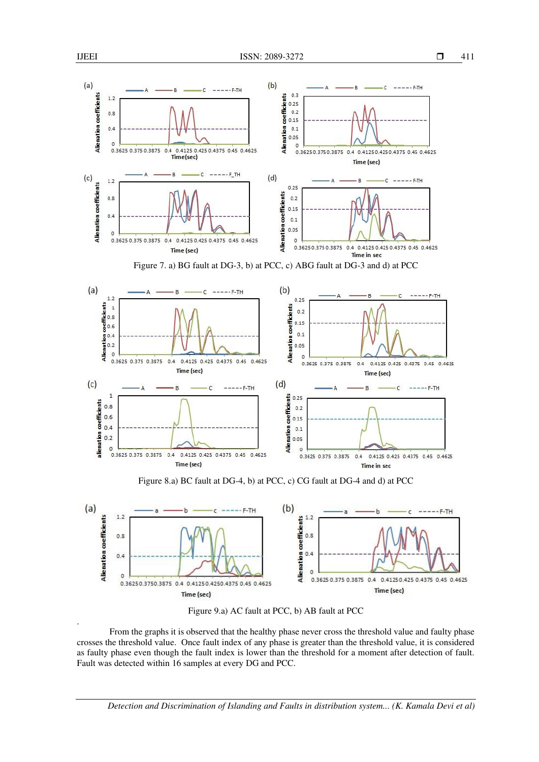Figure 7. a) BG fault at DG-3, b) at PCC, c) ABG fault at DG-3 and d) at PCC

Figure 8.a) BC fault at DG-4, b) at PCC, c) CG fault at DG-4 and d) at PCC

Figure 9.a) AC fault at PCC, b) AB fault at PCC

From the graphs it is observed that the healthy phase never cross the threshold value and faulty phase crosses the threshold value. Once fault index of any phase is greater than the threshold value, it is considered as faulty phase even though the fault index is lower than the threshold for a moment after detection of fault. Fault was detected within 16 samples at every DG and PCC.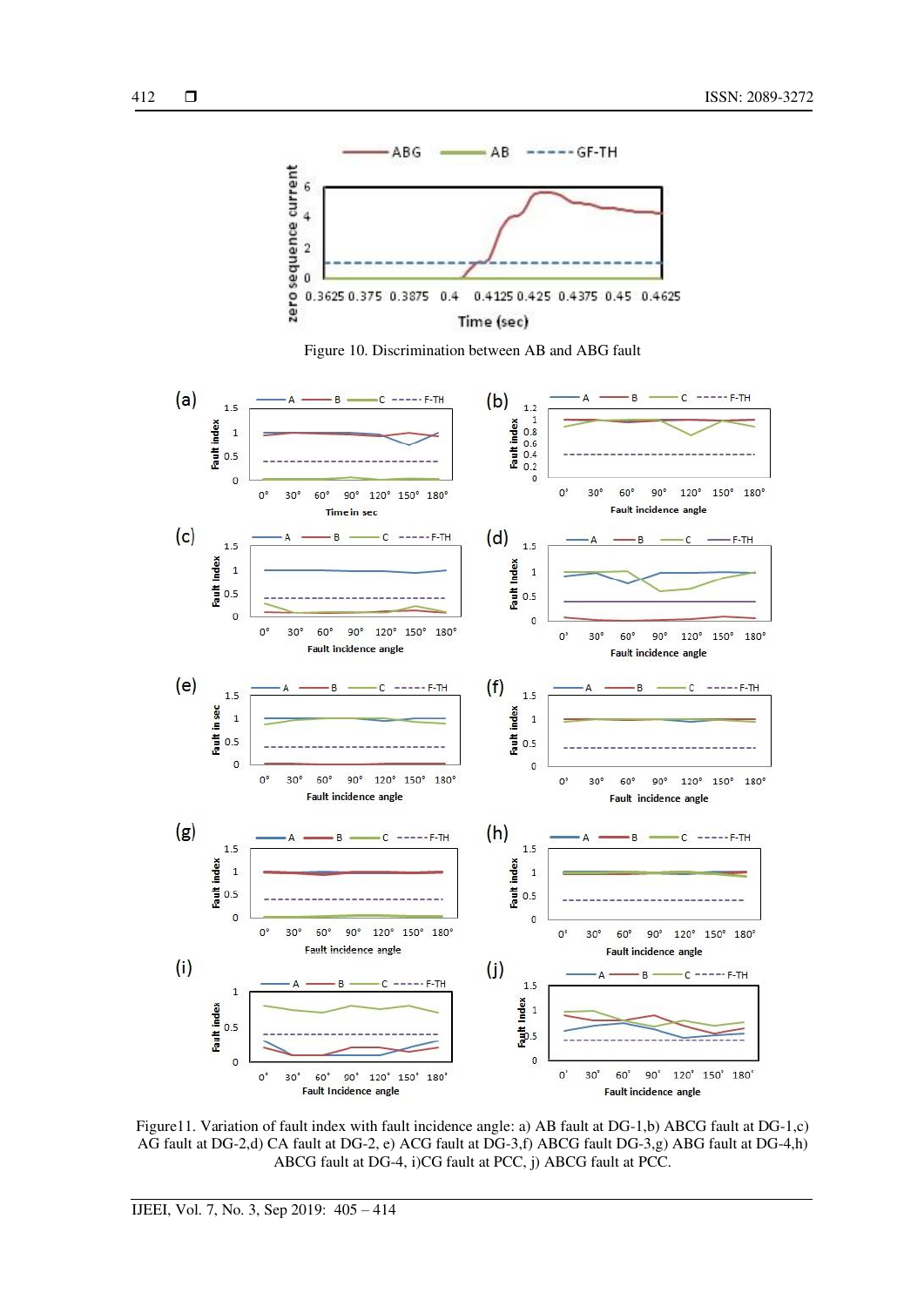Figure 10. Discrimination between AB and ABG fault

Figure11. Variation of fault index with fault incidence angle: a) AB fault at DG-1,b) ABCG fault at DG-1,c) AG fault at DG-2,d) CA fault at DG-2, e) ACG fault at DG-3,f) ABCG fault DG-3,g) ABG fault at DG-4,h) ABCG fault at DG-4, i)CG fault at PCC, j) ABCG fault at PCC.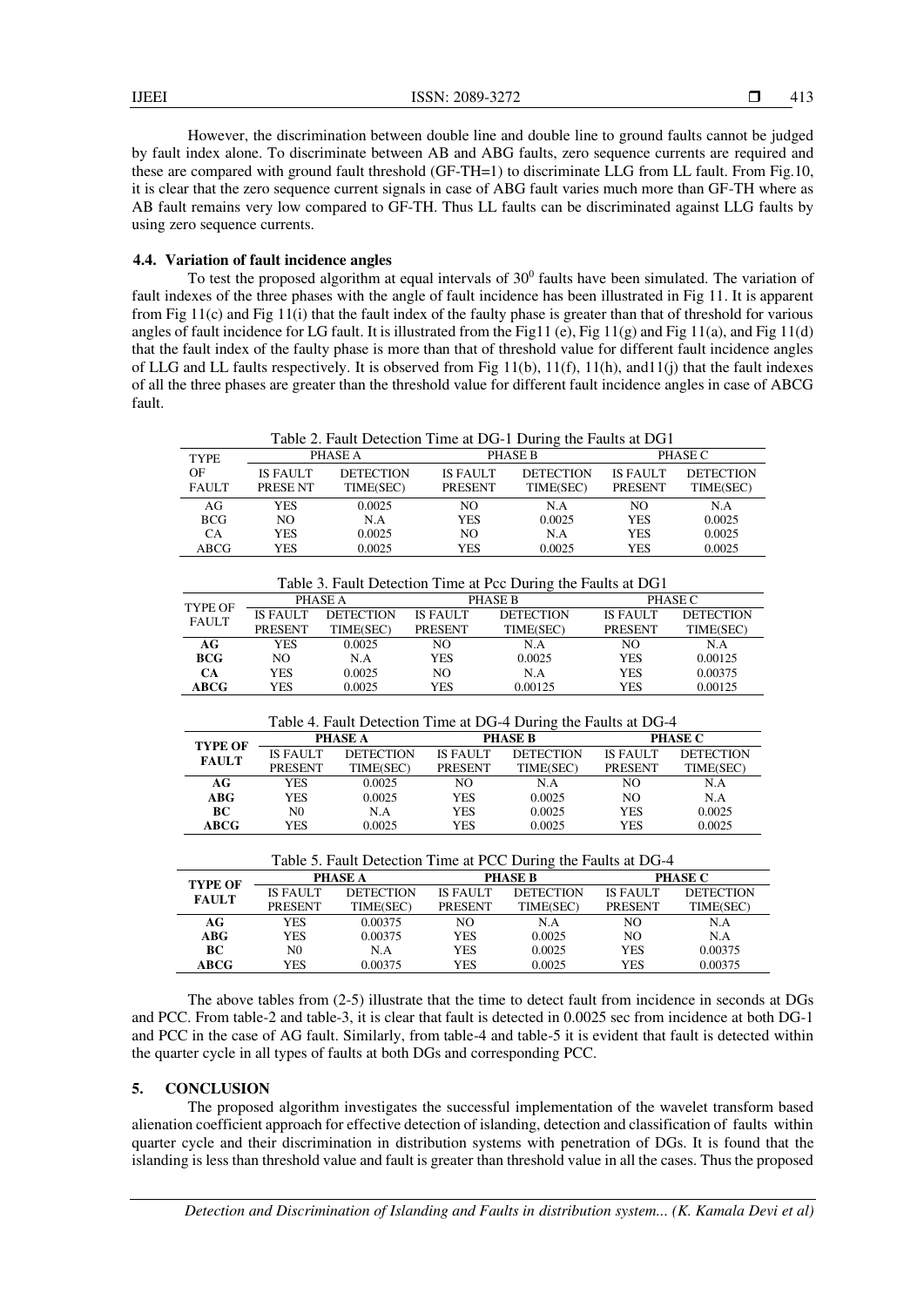However, the discrimination between double line and double line to ground faults cannot be judged by fault index alone. To discriminate between AB and ABG faults, zero sequence currents are required and these are compared with ground fault threshold (GF-TH=1) to discriminate LLG from LL fault. From Fig.10, it is clear that the zero sequence current signals in case of ABG fault varies much more than GF-TH where as AB fault remains very low compared to GF-TH. Thus LL faults can be discriminated against LLG faults by using zero sequence currents.

### 4.4. Variation of fault incidence angles

To test the proposed algorithm at equal intervals of $30^0$ faults have been simulated. The variation of fault indexes of the three phases with the angle of fault incidence has been illustrated in Fig 11. It is apparent from Fig 11(c) and Fig 11(i) that the fault index of the faulty phase is greater than that of threshold for various angles of fault incidence for LG fault. It is illustrated from the Fig11 (e), Fig 11(g) and Fig 11(a), and Fig 11(d) that the fault index of the faulty phase is more than that of threshold value for different fault incidence angles of LLG and LL faults respectively. It is observed from Fig 11(b), 11(f), 11(h), and11(j) that the fault indexes of all the three phases are greater than the threshold value for different fault incidence angles in case of ABCG fault.

Table 2. Fault Detection Time at DG-1 During the Faults at DG1

| TYPE OF FAULT | PHASE A | | PHASE B | | PHASE C | |
|---|---|---|---|---|---|---|
| | IS FAULT PRESE NT | DETECTION TIME(SEC) | IS FAULT PRESENT | DETECTION TIME(SEC) | IS FAULT PRESENT | DETECTION TIME(SEC) |
| AG | YES | 0.0025 | NO | N.A | NO | N.A |
| BCG | NO | N.A | YES | 0.0025 | YES | 0.0025 |
| CA | YES | 0.0025 | NO | N.A | YES | 0.0025 |
| ABCG | YES | 0.0025 | YES | 0.0025 | YES | 0.0025 |

Table 3. Fault Detection Time at Pcc During the Faults at DG1

| TYPE OF FAULT | PHASE A | | PHASE B | | PHASE C | |
|---|---|---|---|---|---|---|
| | IS FAULT PRESENT | DETECTION TIME(SEC) | IS FAULT PRESENT | DETECTION TIME(SEC) | IS FAULT PRESENT | DETECTION TIME(SEC) |
| **AG** | YES | 0.0025 | NO | N.A | NO | N.A |
| **BCG** | NO | N.A | YES | 0.0025 | YES | 0.00125 |
| **CA** | YES | 0.0025 | NO | N.A | YES | 0.00375 |
| **ABCG** | YES | 0.0025 | YES | 0.00125 | YES | 0.00125 |

Table 4. Fault Detection Time at DG-4 During the Faults at DG-4

| **TYPE OF FAULT** | **PHASE A** | | **PHASE B** | | **PHASE C** | |
|---|---|---|---|---|---|---|
| | IS FAULT PRESENT | DETECTION TIME(SEC) | IS FAULT PRESENT | DETECTION TIME(SEC) | IS FAULT PRESENT | DETECTION TIME(SEC) |
| **AG** | YES | 0.0025 | NO | N.A | NO | N.A |
| **ABG** | YES | 0.0025 | YES | 0.0025 | NO | N.A |
| **BC** | N0 | N.A | YES | 0.0025 | YES | 0.0025 |
| **ABCG** | YES | 0.0025 | YES | 0.0025 | YES | 0.0025 |

Table 5. Fault Detection Time at PCC During the Faults at DG-4

| **TYPE OF FAULT** | **PHASE A** | | **PHASE B** | | **PHASE C** | |
|---|---|---|---|---|---|---|
| | IS FAULT PRESENT | DETECTION TIME(SEC) | IS FAULT PRESENT | DETECTION TIME(SEC) | IS FAULT PRESENT | DETECTION TIME(SEC) |
| **AG** | YES | 0.00375 | NO | N.A | NO | N.A |
| **ABG** | YES | 0.00375 | YES | 0.0025 | NO | N.A |
| **BC** | N0 | N.A | YES | 0.0025 | YES | 0.00375 |
| **ABCG** | YES | 0.00375 | YES | 0.0025 | YES | 0.00375 |

The above tables from (2-5) illustrate that the time to detect fault from incidence in seconds at DGs and PCC. From table-2 and table-3, it is clear that fault is detected in 0.0025 sec from incidence at both DG-1 and PCC in the case of AG fault. Similarly, from table-4 and table-5 it is evident that fault is detected within the quarter cycle in all types of faults at both DGs and corresponding PCC.

## 5. CONCLUSION

The proposed algorithm investigates the successful implementation of the wavelet transform based alienation coefficient approach for effective detection of islanding, detection and classification of faults within quarter cycle and their discrimination in distribution systems with penetration of DGs. It is found that the islanding is less than threshold value and fault is greater than threshold value in all the cases. Thus the proposed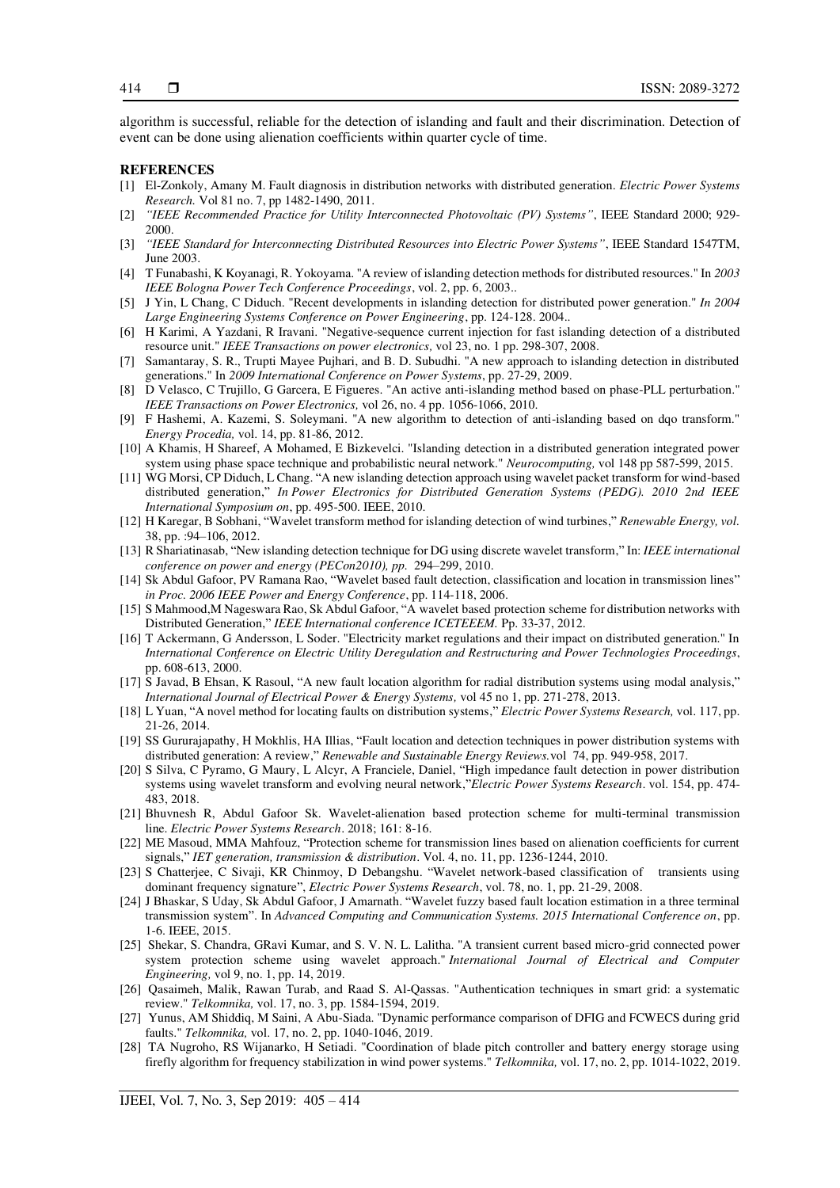algorithm is successful, reliable for the detection of islanding and fault and their discrimination. Detection of event can be done using alienation coefficients within quarter cycle of time.

**REFERENCES**

[1] El-Zonkoly, Amany M. Fault diagnosis in distribution networks with distributed generation. *Electric Power Systems Research.* Vol 81 no. 7, pp 1482-1490, 2011.

[2] *"IEEE Recommended Practice for Utility Interconnected Photovoltaic (PV) Systems"*, IEEE Standard 2000; 929-2000.

[3] *"IEEE Standard for Interconnecting Distributed Resources into Electric Power Systems"*, IEEE Standard 1547TM, June 2003.

[4] T Funabashi, K Koyanagi, R. Yokoyama. "A review of islanding detection methods for distributed resources." In *2003 IEEE Bologna Power Tech Conference Proceedings*, vol. 2, pp. 6, 2003..

[5] J Yin, L Chang, C Diduch. "Recent developments in islanding detection for distributed power generation." *In 2004 Large Engineering Systems Conference on Power Engineering*, pp. 124-128. 2004..

[6] H Karimi, A Yazdani, R Iravani. "Negative-sequence current injection for fast islanding detection of a distributed resource unit." *IEEE Transactions on power electronics,* vol 23, no. 1 pp. 298-307, 2008.

[7] Samantaray, S. R., Trupti Mayee Pujhari, and B. D. Subudhi. "A new approach to islanding detection in distributed generations." In *2009 International Conference on Power Systems*, pp. 27-29, 2009.

[8] D Velasco, C Trujillo, G Garcera, E Figueres. "An active anti-islanding method based on phase-PLL perturbation." *IEEE Transactions on Power Electronics,* vol 26, no. 4 pp. 1056-1066, 2010.

[9] F Hashemi, A. Kazemi, S. Soleymani. "A new algorithm to detection of anti-islanding based on dqo transform." *Energy Procedia,* vol. 14, pp. 81-86, 2012.

[10] A Khamis, H Shareef, A Mohamed, E Bizkevelci. "Islanding detection in a distributed generation integrated power system using phase space technique and probabilistic neural network." *Neurocomputing,* vol 148 pp 587-599, 2015.

[11] WG Morsi, CP Diduch, L Chang. "A new islanding detection approach using wavelet packet transform for wind-based distributed generation," *In Power Electronics for Distributed Generation Systems (PEDG). 2010 2nd IEEE International Symposium on*, pp. 495-500. IEEE, 2010.

[12] H Karegar, B Sobhani, "Wavelet transform method for islanding detection of wind turbines," *Renewable Energy, vol.* 38, pp. :94–106, 2012.

[13] R Shariatinasab, "New islanding detection technique for DG using discrete wavelet transform," In: *IEEE international conference on power and energy (PECon2010), pp.* 294–299, 2010.

[14] Sk Abdul Gafoor, PV Ramana Rao, "Wavelet based fault detection, classification and location in transmission lines" *in Proc. 2006 IEEE Power and Energy Conference*, pp. 114-118, 2006.

[15] S Mahmood,M Nageswara Rao, Sk Abdul Gafoor, "A wavelet based protection scheme for distribution networks with Distributed Generation," *IEEE International conference ICETEEEM.* Pp. 33-37, 2012.

[16] T Ackermann, G Andersson, L Soder. "Electricity market regulations and their impact on distributed generation." In *International Conference on Electric Utility Deregulation and Restructuring and Power Technologies Proceedings*, pp. 608-613, 2000.

[17] S Javad, B Ehsan, K Rasoul, "A new fault location algorithm for radial distribution systems using modal analysis," *International Journal of Electrical Power & Energy Systems,* vol 45 no 1, pp. 271-278, 2013.

[18] L Yuan, "A novel method for locating faults on distribution systems," *Electric Power Systems Research,* vol. 117, pp. 21-26, 2014.

[19] SS Gururajapathy, H Mokhlis, HA Illias, "Fault location and detection techniques in power distribution systems with distributed generation: A review," *Renewable and Sustainable Energy Reviews.*vol 74, pp. 949-958, 2017.

[20] S Silva, C Pyramo, G Maury, L Alcyr, A Franciele, Daniel, "High impedance fault detection in power distribution systems using wavelet transform and evolving neural network,"*Electric Power Systems Research*. vol. 154, pp. 474-483, 2018.

[21] Bhuvnesh R, Abdul Gafoor Sk. Wavelet-alienation based protection scheme for multi-terminal transmission line. *Electric Power Systems Research*. 2018; 161: 8-16.

[22] ME Masoud, MMA Mahfouz, "Protection scheme for transmission lines based on alienation coefficients for current signals," *IET generation, transmission & distribution*. Vol. 4, no. 11, pp. 1236-1244, 2010.

[23] S Chatterjee, C Sivaji, KR Chinmoy, D Debangshu. "Wavelet network-based classification of transients using dominant frequency signature", *Electric Power Systems Research*, vol. 78, no. 1, pp. 21-29, 2008.

[24] J Bhaskar, S Uday, Sk Abdul Gafoor, J Amarnath. "Wavelet fuzzy based fault location estimation in a three terminal transmission system". In *Advanced Computing and Communication Systems. 2015 International Conference on*, pp. 1-6. IEEE, 2015.

[25] Shekar, S. Chandra, GRavi Kumar, and S. V. N. L. Lalitha. "A transient current based micro-grid connected power system protection scheme using wavelet approach." *International Journal of Electrical and Computer Engineering,* vol 9, no. 1, pp. 14, 2019.

[26] Qasaimeh, Malik, Rawan Turab, and Raad S. Al-Qassas. "Authentication techniques in smart grid: a systematic review." *Telkomnika,* vol. 17, no. 3, pp. 1584-1594, 2019.

[27] Yunus, AM Shiddiq, M Saini, A Abu-Siada. "Dynamic performance comparison of DFIG and FCWECS during grid faults." *Telkomnika,* vol. 17, no. 2, pp. 1040-1046, 2019.

[28] TA Nugroho, RS Wijanarko, H Setiadi. "Coordination of blade pitch controller and battery energy storage using firefly algorithm for frequency stabilization in wind power systems." *Telkomnika,* vol. 17, no. 2, pp. 1014-1022, 2019.